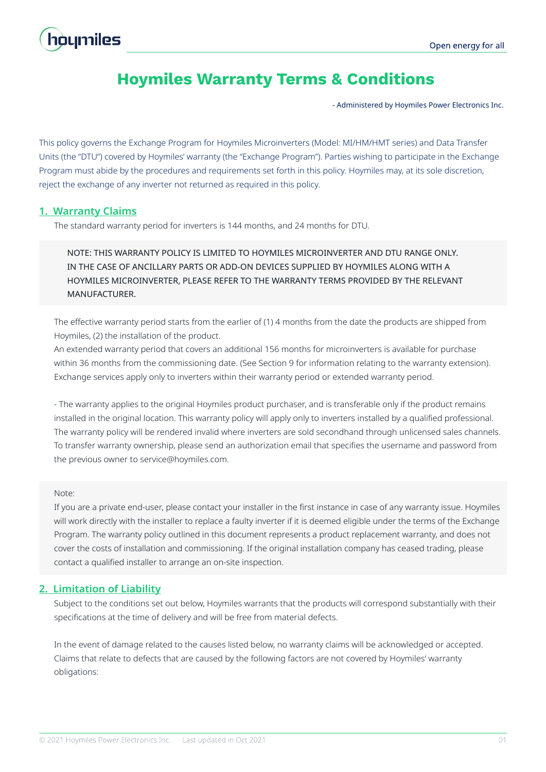# Hoymiles Warranty Terms & Conditions

- Administered by Hoymiles Power Electronics Inc.

This policy governs the Exchange Program for Hoymiles Microinverters (Model: MI/HM/HMT series) and Data Transfer Units (the "DTU") covered by Hoymiles' warranty (the "Exchange Program"). Parties wishing to participate in the Exchange Program must abide by the procedures and requirements set forth in this policy. Hoymiles may, at its sole discretion, reject the exchange of any inverter not returned as required in this policy.

## 1. Warranty Claims

The standard warranty period for inverters is 144 months, and 24 months for DTU.

> NOTE: THIS WARRANTY POLICY IS LIMITED TO HOYMILES MICROINVERTER AND DTU RANGE ONLY. IN THE CASE OF ANCILLARY PARTS OR ADD-ON DEVICES SUPPLIED BY HOYMILES ALONG WITH A HOYMILES MICROINVERTER, PLEASE REFER TO THE WARRANTY TERMS PROVIDED BY THE RELEVANT MANUFACTURER.

The effective warranty period starts from the earlier of (1) 4 months from the date the products are shipped from Hoymiles, (2) the installation of the product.
An extended warranty period that covers an additional 156 months for microinverters is available for purchase within 36 months from the commissioning date. (See Section 9 for information relating to the warranty extension).
Exchange services apply only to inverters within their warranty period or extended warranty period.

- The warranty applies to the original Hoymiles product purchaser, and is transferable only if the product remains installed in the original location. This warranty policy will apply only to inverters installed by a qualified professional. The warranty policy will be rendered invalid where inverters are sold secondhand through unlicensed sales channels. To transfer warranty ownership, please send an authorization email that specifies the username and password from the previous owner to service@hoymiles.com.

> Note:
> If you are a private end-user, please contact your installer in the first instance in case of any warranty issue. Hoymiles will work directly with the installer to replace a faulty inverter if it is deemed eligible under the terms of the Exchange Program. The warranty policy outlined in this document represents a product replacement warranty, and does not cover the costs of installation and commissioning. If the original installation company has ceased trading, please contact a qualified installer to arrange an on-site inspection.

## 2. Limitation of Liability

Subject to the conditions set out below, Hoymiles warrants that the products will correspond substantially with their specifications at the time of delivery and will be free from material defects.

In the event of damage related to the causes listed below, no warranty claims will be acknowledged or accepted. Claims that relate to defects that are caused by the following factors are not covered by Hoymiles' warranty obligations: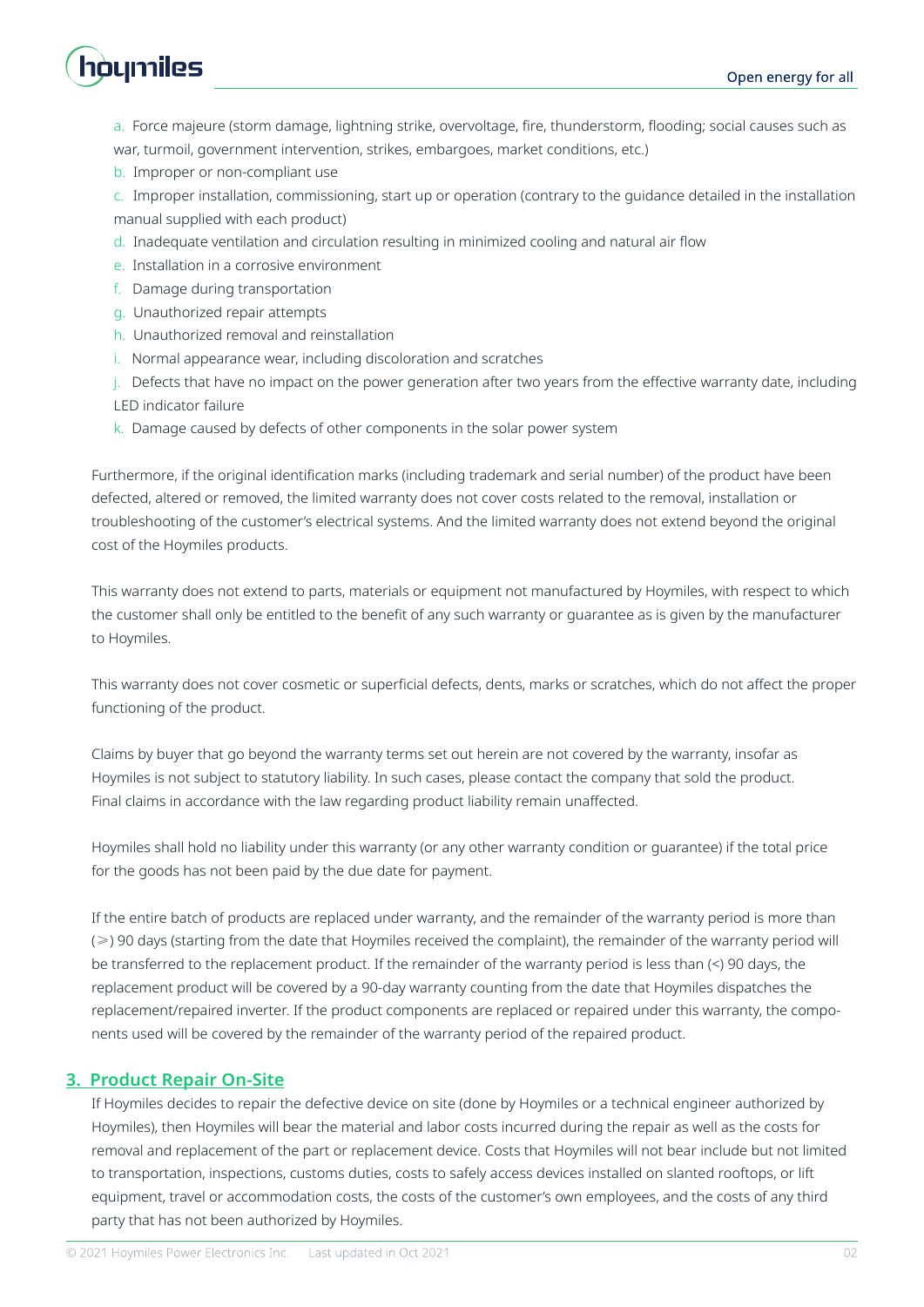a. Force majeure (storm damage, lightning strike, overvoltage, fire, thunderstorm, flooding; social causes such as war, turmoil, government intervention, strikes, embargoes, market conditions, etc.)

b. Improper or non-compliant use

c. Improper installation, commissioning, start up or operation (contrary to the guidance detailed in the installation manual supplied with each product)

d. Inadequate ventilation and circulation resulting in minimized cooling and natural air flow

e. Installation in a corrosive environment

f. Damage during transportation

g. Unauthorized repair attempts

h. Unauthorized removal and reinstallation

i. Normal appearance wear, including discoloration and scratches

j. Defects that have no impact on the power generation after two years from the effective warranty date, including LED indicator failure

k. Damage caused by defects of other components in the solar power system

Furthermore, if the original identification marks (including trademark and serial number) of the product have been defected, altered or removed, the limited warranty does not cover costs related to the removal, installation or troubleshooting of the customer's electrical systems. And the limited warranty does not extend beyond the original cost of the Hoymiles products.

This warranty does not extend to parts, materials or equipment not manufactured by Hoymiles, with respect to which the customer shall only be entitled to the benefit of any such warranty or guarantee as is given by the manufacturer to Hoymiles.

This warranty does not cover cosmetic or superficial defects, dents, marks or scratches, which do not affect the proper functioning of the product.

Claims by buyer that go beyond the warranty terms set out herein are not covered by the warranty, insofar as Hoymiles is not subject to statutory liability. In such cases, please contact the company that sold the product. Final claims in accordance with the law regarding product liability remain unaffected.

Hoymiles shall hold no liability under this warranty (or any other warranty condition or guarantee) if the total price for the goods has not been paid by the due date for payment.

If the entire batch of products are replaced under warranty, and the remainder of the warranty period is more than (≥) 90 days (starting from the date that Hoymiles received the complaint), the remainder of the warranty period will be transferred to the replacement product. If the remainder of the warranty period is less than (<) 90 days, the replacement product will be covered by a 90-day warranty counting from the date that Hoymiles dispatches the replacement/repaired inverter. If the product components are replaced or repaired under this warranty, the components used will be covered by the remainder of the warranty period of the repaired product.

## 3. Product Repair On-Site

If Hoymiles decides to repair the defective device on site (done by Hoymiles or a technical engineer authorized by Hoymiles), then Hoymiles will bear the material and labor costs incurred during the repair as well as the costs for removal and replacement of the part or replacement device. Costs that Hoymiles will not bear include but not limited to transportation, inspections, customs duties, costs to safely access devices installed on slanted rooftops, or lift equipment, travel or accommodation costs, the costs of the customer's own employees, and the costs of any third party that has not been authorized by Hoymiles.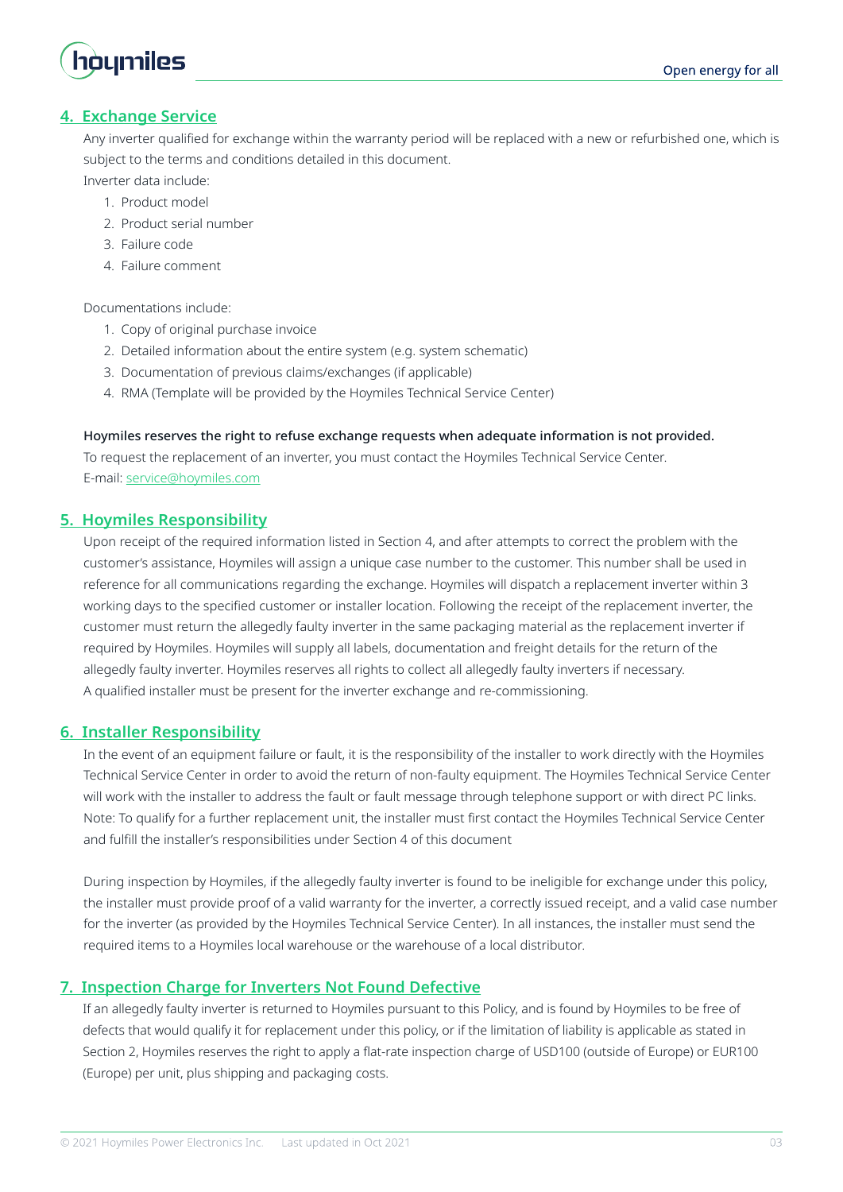## 4. Exchange Service

Any inverter qualified for exchange within the warranty period will be replaced with a new or refurbished one, which is subject to the terms and conditions detailed in this document.

Inverter data include:

1. Product model
2. Product serial number
3. Failure code
4. Failure comment

Documentations include:

1. Copy of original purchase invoice
2. Detailed information about the entire system (e.g. system schematic)
3. Documentation of previous claims/exchanges (if applicable)
4. RMA (Template will be provided by the Hoymiles Technical Service Center)

**Hoymiles reserves the right to refuse exchange requests when adequate information is not provided.**

To request the replacement of an inverter, you must contact the Hoymiles Technical Service Center.

E-mail: service@hoymiles.com

## 5. Hoymiles Responsibility

Upon receipt of the required information listed in Section 4, and after attempts to correct the problem with the customer's assistance, Hoymiles will assign a unique case number to the customer. This number shall be used in reference for all communications regarding the exchange. Hoymiles will dispatch a replacement inverter within 3 working days to the specified customer or installer location. Following the receipt of the replacement inverter, the customer must return the allegedly faulty inverter in the same packaging material as the replacement inverter if required by Hoymiles. Hoymiles will supply all labels, documentation and freight details for the return of the allegedly faulty inverter. Hoymiles reserves all rights to collect all allegedly faulty inverters if necessary.

A qualified installer must be present for the inverter exchange and re-commissioning.

## 6. Installer Responsibility

In the event of an equipment failure or fault, it is the responsibility of the installer to work directly with the Hoymiles Technical Service Center in order to avoid the return of non-faulty equipment. The Hoymiles Technical Service Center will work with the installer to address the fault or fault message through telephone support or with direct PC links.

Note: To qualify for a further replacement unit, the installer must first contact the Hoymiles Technical Service Center and fulfill the installer's responsibilities under Section 4 of this document

During inspection by Hoymiles, if the allegedly faulty inverter is found to be ineligible for exchange under this policy, the installer must provide proof of a valid warranty for the inverter, a correctly issued receipt, and a valid case number for the inverter (as provided by the Hoymiles Technical Service Center). In all instances, the installer must send the required items to a Hoymiles local warehouse or the warehouse of a local distributor.

## 7. Inspection Charge for Inverters Not Found Defective

If an allegedly faulty inverter is returned to Hoymiles pursuant to this Policy, and is found by Hoymiles to be free of defects that would qualify it for replacement under this policy, or if the limitation of liability is applicable as stated in Section 2, Hoymiles reserves the right to apply a flat-rate inspection charge of USD100 (outside of Europe) or EUR100 (Europe) per unit, plus shipping and packaging costs.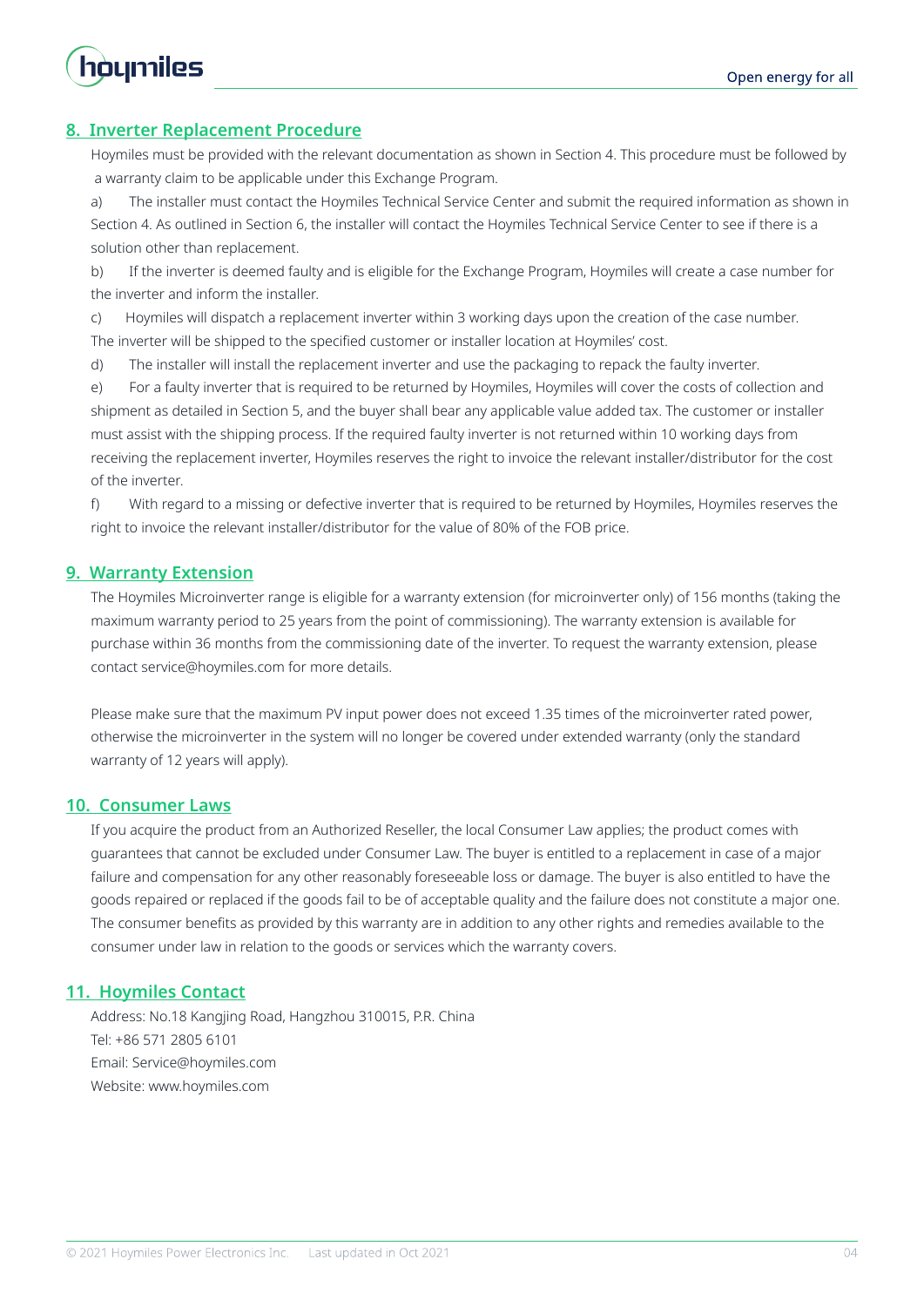## 8. Inverter Replacement Procedure

Hoymiles must be provided with the relevant documentation as shown in Section 4. This procedure must be followed by a warranty claim to be applicable under this Exchange Program.

a) The installer must contact the Hoymiles Technical Service Center and submit the required information as shown in Section 4. As outlined in Section 6, the installer will contact the Hoymiles Technical Service Center to see if there is a solution other than replacement.

b) If the inverter is deemed faulty and is eligible for the Exchange Program, Hoymiles will create a case number for the inverter and inform the installer.

c) Hoymiles will dispatch a replacement inverter within 3 working days upon the creation of the case number. The inverter will be shipped to the specified customer or installer location at Hoymiles' cost.

d) The installer will install the replacement inverter and use the packaging to repack the faulty inverter.

e) For a faulty inverter that is required to be returned by Hoymiles, Hoymiles will cover the costs of collection and shipment as detailed in Section 5, and the buyer shall bear any applicable value added tax. The customer or installer must assist with the shipping process. If the required faulty inverter is not returned within 10 working days from receiving the replacement inverter, Hoymiles reserves the right to invoice the relevant installer/distributor for the cost of the inverter.

f) With regard to a missing or defective inverter that is required to be returned by Hoymiles, Hoymiles reserves the right to invoice the relevant installer/distributor for the value of 80% of the FOB price.

## 9. Warranty Extension

The Hoymiles Microinverter range is eligible for a warranty extension (for microinverter only) of 156 months (taking the maximum warranty period to 25 years from the point of commissioning). The warranty extension is available for purchase within 36 months from the commissioning date of the inverter. To request the warranty extension, please contact service@hoymiles.com for more details.

Please make sure that the maximum PV input power does not exceed 1.35 times of the microinverter rated power, otherwise the microinverter in the system will no longer be covered under extended warranty (only the standard warranty of 12 years will apply).

## 10. Consumer Laws

If you acquire the product from an Authorized Reseller, the local Consumer Law applies; the product comes with guarantees that cannot be excluded under Consumer Law. The buyer is entitled to a replacement in case of a major failure and compensation for any other reasonably foreseeable loss or damage. The buyer is also entitled to have the goods repaired or replaced if the goods fail to be of acceptable quality and the failure does not constitute a major one. The consumer benefits as provided by this warranty are in addition to any other rights and remedies available to the consumer under law in relation to the goods or services which the warranty covers.

## 11. Hoymiles Contact

Address: No.18 Kangjing Road, Hangzhou 310015, P.R. China
Tel: +86 571 2805 6101
Email: Service@hoymiles.com
Website: www.hoymiles.com